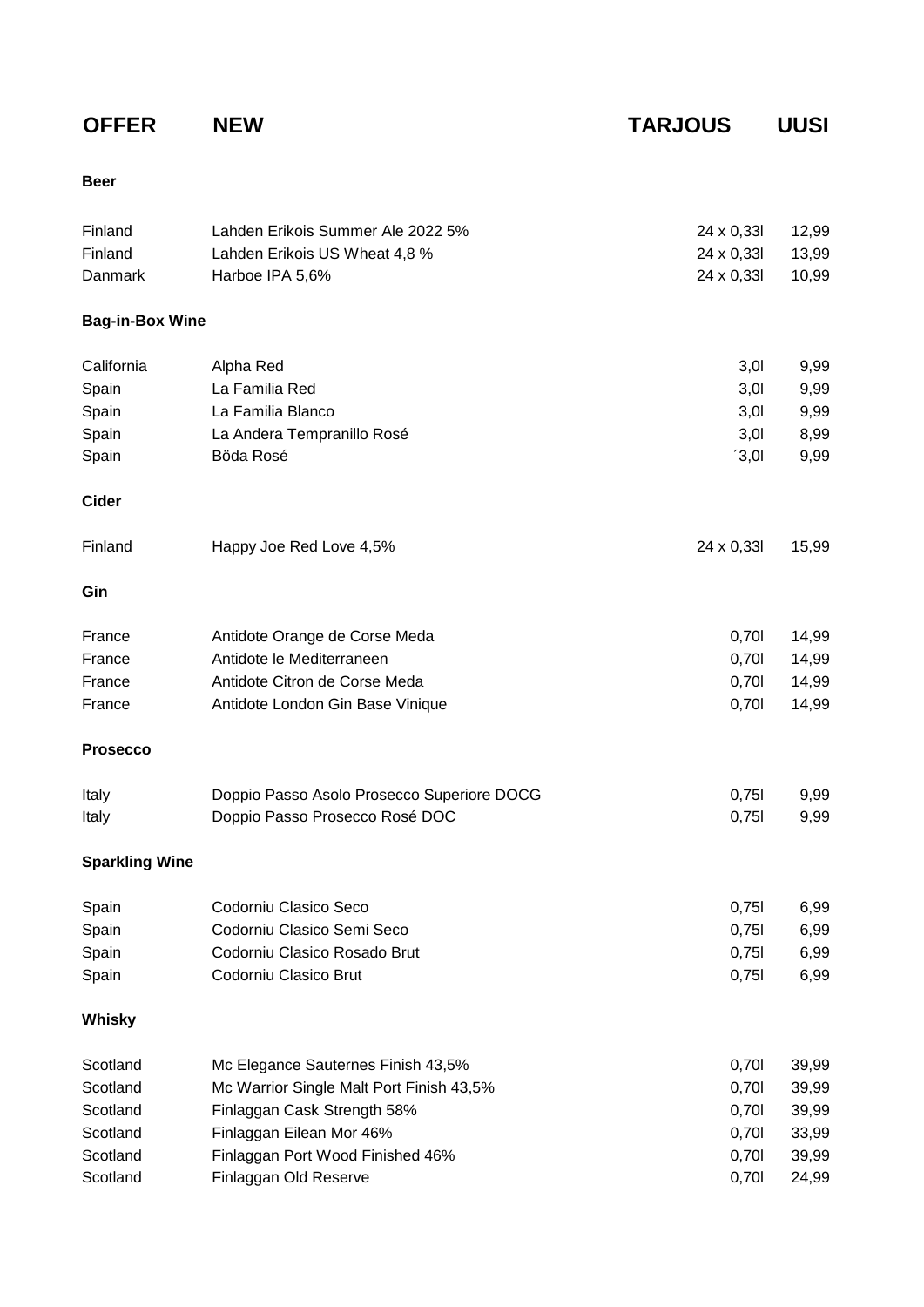| OFFER | NEW | TARJOUS | UUSI |
|---|---|---|---|
| **Beer** | | | |
| Finland | Lahden Erikois Summer Ale 2022 5% | 24 x 0,33l | 12,99 |
| Finland | Lahden Erikois US Wheat 4,8 % | 24 x 0,33l | 13,99 |
| Danmark | Harboe IPA 5,6% | 24 x 0,33l | 10,99 |
| **Bag-in-Box Wine** | | | |
| California | Alpha Red | 3,0l | 9,99 |
| Spain | La Familia Red | 3,0l | 9,99 |
| Spain | La Familia Blanco | 3,0l | 9,99 |
| Spain | La Andera Tempranillo Rosé | 3,0l | 8,99 |
| Spain | Böda Rosé | ´3,0l | 9,99 |
| **Cider** | | | |
| Finland | Happy Joe Red Love 4,5% | 24 x 0,33l | 15,99 |
| **Gin** | | | |
| France | Antidote Orange de Corse Meda | 0,70l | 14,99 |
| France | Antidote le Mediterraneen | 0,70l | 14,99 |
| France | Antidote Citron de Corse Meda | 0,70l | 14,99 |
| France | Antidote London Gin Base Vinique | 0,70l | 14,99 |
| **Prosecco** | | | |
| Italy | Doppio Passo Asolo Prosecco Superiore DOCG | 0,75l | 9,99 |
| Italy | Doppio Passo Prosecco Rosé DOC | 0,75l | 9,99 |
| **Sparkling Wine** | | | |
| Spain | Codorniu Clasico Seco | 0,75l | 6,99 |
| Spain | Codorniu Clasico Semi Seco | 0,75l | 6,99 |
| Spain | Codorniu Clasico Rosado Brut | 0,75l | 6,99 |
| Spain | Codorniu Clasico Brut | 0,75l | 6,99 |
| **Whisky** | | | |
| Scotland | Mc Elegance Sauternes Finish 43,5% | 0,70l | 39,99 |
| Scotland | Mc Warrior Single Malt Port Finish 43,5% | 0,70l | 39,99 |
| Scotland | Finlaggan Cask Strength 58% | 0,70l | 39,99 |
| Scotland | Finlaggan Eilean Mor 46% | 0,70l | 33,99 |
| Scotland | Finlaggan Port Wood Finished 46% | 0,70l | 39,99 |
| Scotland | Finlaggan Old Reserve | 0,70l | 24,99 |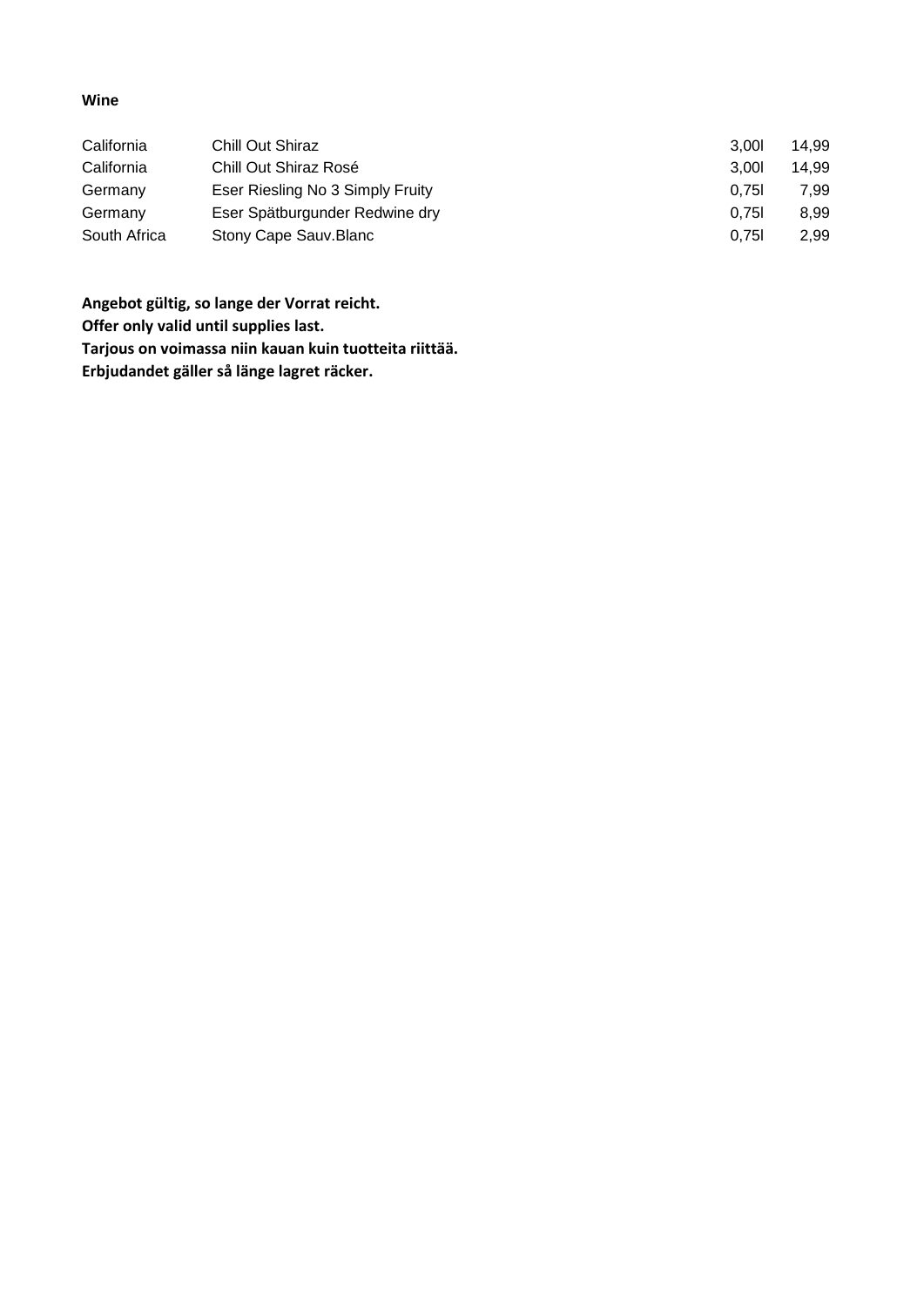**Wine**

| | | | |
|---|---|---|---|
| California | Chill Out Shiraz | 3,00l | 14,99 |
| California | Chill Out Shiraz Rosé | 3,00l | 14,99 |
| Germany | Eser Riesling No 3 Simply Fruity | 0,75l | 7,99 |
| Germany | Eser Spätburgunder Redwine dry | 0,75l | 8,99 |
| South Africa | Stony Cape Sauv.Blanc | 0,75l | 2,99 |

**Angebot gültig, so lange der Vorrat reicht.**
**Offer only valid until supplies last.**
**Tarjous on voimassa niin kauan kuin tuotteita riittää.**
**Erbjudandet gäller så länge lagret räcker.**